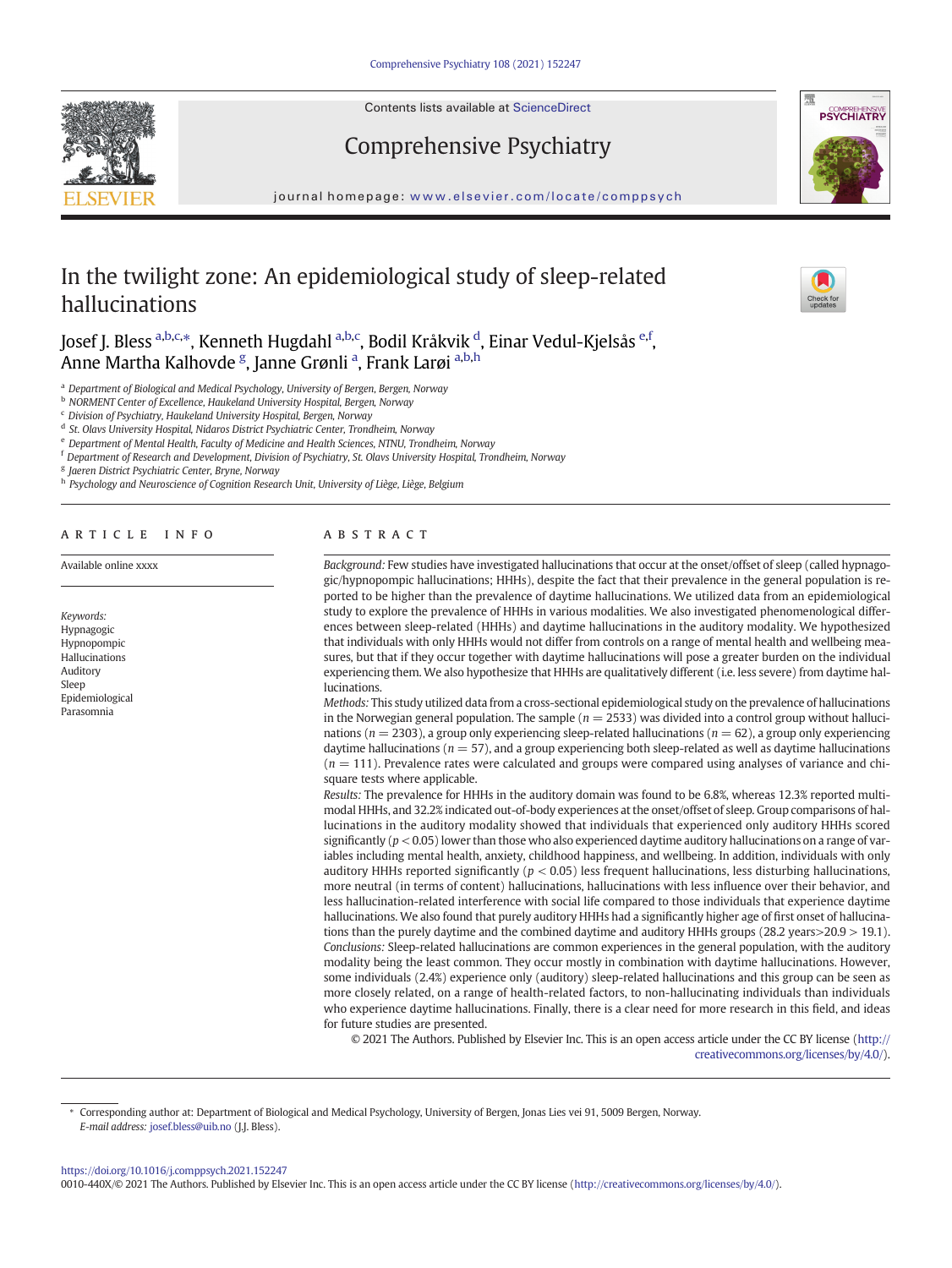Contents lists available at ScienceDirect

# Comprehensive Psychiatry

journal homepage: www.elsevier.com/locate/comppsych

# In the twilight zone: An epidemiological study of sleep-related hallucinations

Josef J. Bless [a,b,c,*], Kenneth Hugdahl [a,b,c], Bodil Kråkvik [d], Einar Vedul-Kjelsås [e,f], Anne Martha Kalhovde [g], Janne Grønli [a], Frank Larøi [a,b,h]

[a] Department of Biological and Medical Psychology, University of Bergen, Bergen, Norway
[b] NORMENT Center of Excellence, Haukeland University Hospital, Bergen, Norway
[c] Division of Psychiatry, Haukeland University Hospital, Bergen, Norway
[d] St. Olavs University Hospital, Nidaros District Psychiatric Center, Trondheim, Norway
[e] Department of Mental Health, Faculty of Medicine and Health Sciences, NTNU, Trondheim, Norway
[f] Department of Research and Development, Division of Psychiatry, St. Olavs University Hospital, Trondheim, Norway
[g] Jaeren District Psychiatric Center, Bryne, Norway
[h] Psychology and Neuroscience of Cognition Research Unit, University of Liège, Liège, Belgium

## ARTICLE INFO

Available online xxxx

*Keywords:*
Hypnagogic
Hypnopompic
Hallucinations
Auditory
Sleep
Epidemiological
Parasomnia

## ABSTRACT

*Background:* Few studies have investigated hallucinations that occur at the onset/offset of sleep (called hypnagogic/hypnopompic hallucinations; HHHs), despite the fact that their prevalence in the general population is reported to be higher than the prevalence of daytime hallucinations. We utilized data from an epidemiological study to explore the prevalence of HHHs in various modalities. We also investigated phenomenological differences between sleep-related (HHHs) and daytime hallucinations in the auditory modality. We hypothesized that individuals with only HHHs would not differ from controls on a range of mental health and wellbeing measures, but that if they occur together with daytime hallucinations will pose a greater burden on the individual experiencing them. We also hypothesize that HHHs are qualitatively different (i.e. less severe) from daytime hallucinations.

*Methods:* This study utilized data from a cross-sectional epidemiological study on the prevalence of hallucinations in the Norwegian general population. The sample ($n = 2533$) was divided into a control group without hallucinations ($n = 2303$), a group only experiencing sleep-related hallucinations ($n = 62$), a group only experiencing daytime hallucinations ($n = 57$), and a group experiencing both sleep-related as well as daytime hallucinations ($n = 111$). Prevalence rates were calculated and groups were compared using analyses of variance and chi-square tests where applicable.

*Results:* The prevalence for HHHs in the auditory domain was found to be 6.8%, whereas 12.3% reported multimodal HHHs, and 32.2% indicated out-of-body experiences at the onset/offset of sleep. Group comparisons of hallucinations in the auditory modality showed that individuals that experienced only auditory HHHs scored significantly ($p < 0.05$) lower than those who also experienced daytime auditory hallucinations on a range of variables including mental health, anxiety, childhood happiness, and wellbeing. In addition, individuals with only auditory HHHs reported significantly ($p < 0.05$) less frequent hallucinations, less disturbing hallucinations, more neutral (in terms of content) hallucinations, hallucinations with less influence over their behavior, and less hallucination-related interference with social life compared to those individuals that experience daytime hallucinations. We also found that purely auditory HHHs had a significantly higher age of first onset of hallucinations than the purely daytime and the combined daytime and auditory HHHs groups (28.2 years>20.9 > 19.1).

*Conclusions:* Sleep-related hallucinations are common experiences in the general population, with the auditory modality being the least common. They occur mostly in combination with daytime hallucinations. However, some individuals (2.4%) experience only (auditory) sleep-related hallucinations and this group can be seen as more closely related, on a range of health-related factors, to non-hallucinating individuals than individuals who experience daytime hallucinations. Finally, there is a clear need for more research in this field, and ideas for future studies are presented.

© 2021 The Authors. Published by Elsevier Inc. This is an open access article under the CC BY license (http://creativecommons.org/licenses/by/4.0/).

\* Corresponding author at: Department of Biological and Medical Psychology, University of Bergen, Jonas Lies vei 91, 5009 Bergen, Norway.
*E-mail address:* josef.bless@uib.no (J.J. Bless).

https://doi.org/10.1016/j.comppsych.2021.152247
0010-440X/© 2021 The Authors. Published by Elsevier Inc. This is an open access article under the CC BY license (http://creativecommons.org/licenses/by/4.0/).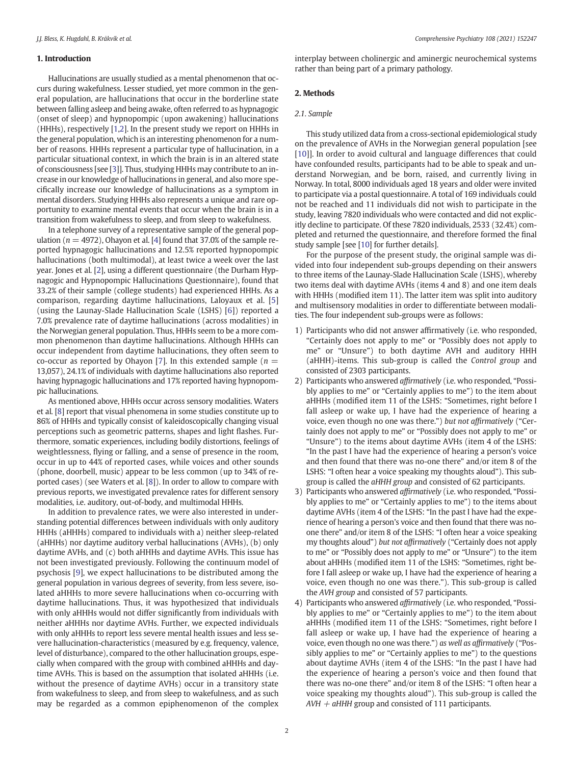## 1. Introduction

Hallucinations are usually studied as a mental phenomenon that occurs during wakefulness. Lesser studied, yet more common in the general population, are hallucinations that occur in the borderline state between falling asleep and being awake, often referred to as hypnagogic (onset of sleep) and hypnopompic (upon awakening) hallucinations (HHHs), respectively [1,2]. In the present study we report on HHHs in the general population, which is an interesting phenomenon for a number of reasons. HHHs represent a particular type of hallucination, in a particular situational context, in which the brain is in an altered state of consciousness [see [3]]. Thus, studying HHHs may contribute to an increase in our knowledge of hallucinations in general, and also more specifically increase our knowledge of hallucinations as a symptom in mental disorders. Studying HHHs also represents a unique and rare opportunity to examine mental events that occur when the brain is in a transition from wakefulness to sleep, and from sleep to wakefulness.

In a telephone survey of a representative sample of the general population ($n = 4972$), Ohayon et al. [4] found that 37.0% of the sample reported hypnagogic hallucinations and 12.5% reported hypnopompic hallucinations (both multimodal), at least twice a week over the last year. Jones et al. [2], using a different questionnaire (the Durham Hypnagogic and Hypnopompic Hallucinations Questionnaire), found that 33.2% of their sample (college students) had experienced HHHs. As a comparison, regarding daytime hallucinations, Laloyaux et al. [5] (using the Launay-Slade Hallucination Scale (LSHS) [6]) reported a 7.0% prevalence rate of daytime hallucinations (across modalities) in the Norwegian general population. Thus, HHHs seem to be a more common phenomenon than daytime hallucinations. Although HHHs can occur independent from daytime hallucinations, they often seem to co-occur as reported by Ohayon [7]. In this extended sample ($n = 13{,}057$), 24.1% of individuals with daytime hallucinations also reported having hypnagogic hallucinations and 17% reported having hypnopompic hallucinations.

As mentioned above, HHHs occur across sensory modalities. Waters et al. [8] report that visual phenomena in some studies constitute up to 86% of HHHs and typically consist of kaleidoscopically changing visual perceptions such as geometric patterns, shapes and light flashes. Furthermore, somatic experiences, including bodily distortions, feelings of weightlessness, flying or falling, and a sense of presence in the room, occur in up to 44% of reported cases, while voices and other sounds (phone, doorbell, music) appear to be less common (up to 34% of reported cases) (see Waters et al. [8]). In order to allow to compare with previous reports, we investigated prevalence rates for different sensory modalities, i.e. auditory, out-of-body, and multimodal HHHs.

In addition to prevalence rates, we were also interested in understanding potential differences between individuals with only auditory HHHs (aHHHs) compared to individuals with a) neither sleep-related (aHHHs) nor daytime auditory verbal hallucinations (AVHs), (b) only daytime AVHs, and (c) both aHHHs and daytime AVHs. This issue has not been investigated previously. Following the continuum model of psychosis [9], we expect hallucinations to be distributed among the general population in various degrees of severity, from less severe, isolated aHHHs to more severe hallucinations when co-occurring with daytime hallucinations. Thus, it was hypothesized that individuals with only aHHHs would not differ significantly from individuals with neither aHHHs nor daytime AVHs. Further, we expected individuals with only aHHHs to report less severe mental health issues and less severe hallucination-characteristics (measured by e.g. frequency, valence, level of disturbance), compared to the other hallucination groups, especially when compared with the group with combined aHHHs and daytime AVHs. This is based on the assumption that isolated aHHHs (i.e. without the presence of daytime AVHs) occur in a transitory state from wakefulness to sleep, and from sleep to wakefulness, and as such may be regarded as a common epiphenomenon of the complex interplay between cholinergic and aminergic neurochemical systems rather than being part of a primary pathology.

## 2. Methods

### 2.1. Sample

This study utilized data from a cross-sectional epidemiological study on the prevalence of AVHs in the Norwegian general population [see [10]]. In order to avoid cultural and language differences that could have confounded results, participants had to be able to speak and understand Norwegian, and be born, raised, and currently living in Norway. In total, 8000 individuals aged 18 years and older were invited to participate via a postal questionnaire. A total of 169 individuals could not be reached and 11 individuals did not wish to participate in the study, leaving 7820 individuals who were contacted and did not explicitly decline to participate. Of these 7820 individuals, 2533 (32.4%) completed and returned the questionnaire, and therefore formed the final study sample [see [10] for further details].

For the purpose of the present study, the original sample was divided into four independent sub-groups depending on their answers to three items of the Launay-Slade Hallucination Scale (LSHS), whereby two items deal with daytime AVHs (items 4 and 8) and one item deals with HHHs (modified item 11). The latter item was split into auditory and multisensory modalities in order to differentiate between modalities. The four independent sub-groups were as follows:

1) Participants who did not answer affirmatively (i.e. who responded, "Certainly does not apply to me" or "Possibly does not apply to me" or "Unsure") to both daytime AVH and auditory HHH (aHHH)-items. This sub-group is called the *Control group* and consisted of 2303 participants.
2) Participants who answered *affirmatively* (i.e. who responded, "Possibly applies to me" or "Certainly applies to me") to the item about aHHHs (modified item 11 of the LSHS: "Sometimes, right before I fall asleep or wake up, I have had the experience of hearing a voice, even though no one was there.") *but not affirmatively* ("Certainly does not apply to me" or "Possibly does not apply to me" or "Unsure") to the items about daytime AVHs (item 4 of the LSHS: "In the past I have had the experience of hearing a person's voice and then found that there was no-one there" and/or item 8 of the LSHS: "I often hear a voice speaking my thoughts aloud"). This sub-group is called the *aHHH group* and consisted of 62 participants.
3) Participants who answered *affirmatively* (i.e. who responded, "Possibly applies to me" or "Certainly applies to me") to the items about daytime AVHs (item 4 of the LSHS: "In the past I have had the experience of hearing a person's voice and then found that there was no-one there" and/or item 8 of the LSHS: "I often hear a voice speaking my thoughts aloud") *but not affirmatively* ("Certainly does not apply to me" or "Possibly does not apply to me" or "Unsure") to the item about aHHHs (modified item 11 of the LSHS: "Sometimes, right before I fall asleep or wake up, I have had the experience of hearing a voice, even though no one was there."). This sub-group is called the *AVH group* and consisted of 57 participants.
4) Participants who answered *affirmatively* (i.e. who responded, "Possibly applies to me" or "Certainly applies to me") to the item about aHHHs (modified item 11 of the LSHS: "Sometimes, right before I fall asleep or wake up, I have had the experience of hearing a voice, even though no one was there.") *as well as affirmatively* ("Possibly applies to me" or "Certainly applies to me") to the questions about daytime AVHs (item 4 of the LSHS: "In the past I have had the experience of hearing a person's voice and then found that there was no-one there" and/or item 8 of the LSHS: "I often hear a voice speaking my thoughts aloud"). This sub-group is called the *AVH + aHHH* group and consisted of 111 participants.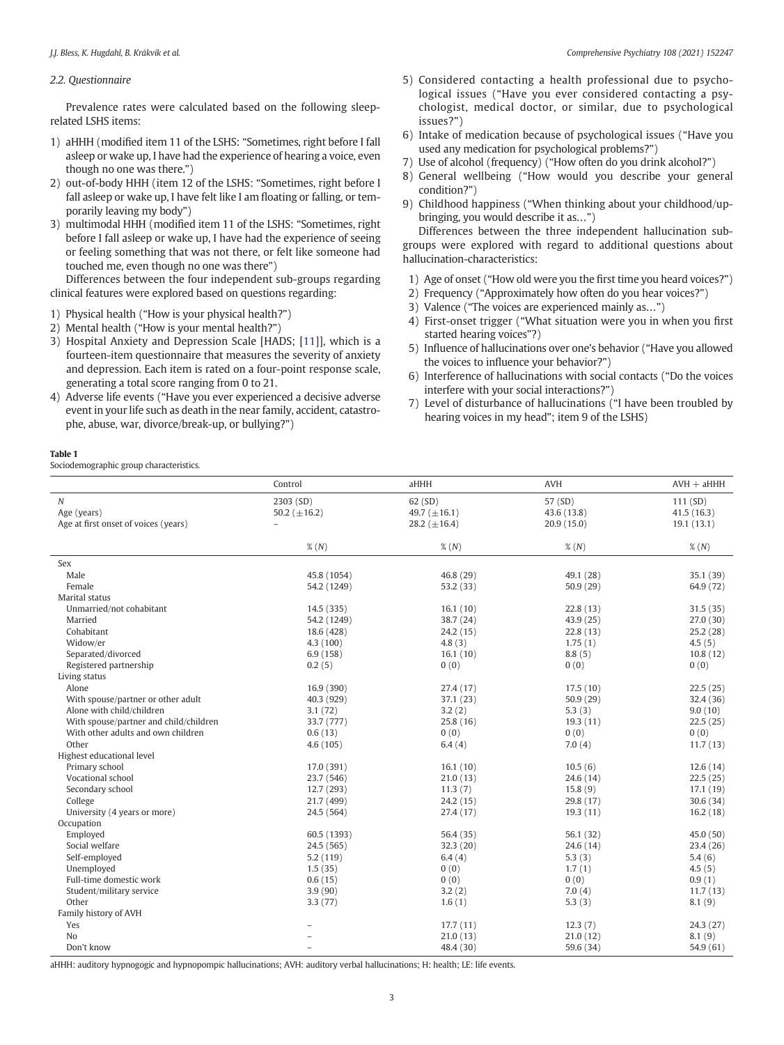### 2.2. Questionnaire

Prevalence rates were calculated based on the following sleep-related LSHS items:

1) aHHH (modified item 11 of the LSHS: "Sometimes, right before I fall asleep or wake up, I have had the experience of hearing a voice, even though no one was there.")
2) out-of-body HHH (item 12 of the LSHS: "Sometimes, right before I fall asleep or wake up, I have felt like I am floating or falling, or temporarily leaving my body")
3) multimodal HHH (modified item 11 of the LSHS: "Sometimes, right before I fall asleep or wake up, I have had the experience of seeing or feeling something that was not there, or felt like someone had touched me, even though no one was there")

Differences between the four independent sub-groups regarding clinical features were explored based on questions regarding:

1) Physical health ("How is your physical health?")
2) Mental health ("How is your mental health?")
3) Hospital Anxiety and Depression Scale [HADS; [11]], which is a fourteen-item questionnaire that measures the severity of anxiety and depression. Each item is rated on a four-point response scale, generating a total score ranging from 0 to 21.
4) Adverse life events ("Have you ever experienced a decisive adverse event in your life such as death in the near family, accident, catastrophe, abuse, war, divorce/break-up, or bullying?")
5) Considered contacting a health professional due to psychological issues ("Have you ever considered contacting a psychologist, medical doctor, or similar, due to psychological issues?")
6) Intake of medication because of psychological issues ("Have you used any medication for psychological problems?")
7) Use of alcohol (frequency) ("How often do you drink alcohol?")
8) General wellbeing ("How would you describe your general condition?")
9) Childhood happiness ("When thinking about your childhood/upbringing, you would describe it as…")

Differences between the three independent hallucination subgroups were explored with regard to additional questions about hallucination-characteristics:

1) Age of onset ("How old were you the first time you heard voices?")
2) Frequency ("Approximately how often do you hear voices?")
3) Valence ("The voices are experienced mainly as…")
4) First-onset trigger ("What situation were you in when you first started hearing voices"?)
5) Influence of hallucinations over one's behavior ("Have you allowed the voices to influence your behavior?")
6) Interference of hallucinations with social contacts ("Do the voices interfere with your social interactions?")
7) Level of disturbance of hallucinations ("I have been troubled by hearing voices in my head"; item 9 of the LSHS)

**Table 1**
Sociodemographic group characteristics.

| | Control | aHHH | AVH | AVH + aHHH |
|---|---|---|---|---|
| *N* | 2303 (SD) | 62 (SD) | 57 (SD) | 111 (SD) |
| Age (years) | 50.2 (±16.2) | 49.7 (±16.1) | 43.6 (13.8) | 41.5 (16.3) |
| Age at first onset of voices (years) | – | 28.2 (±16.4) | 20.9 (15.0) | 19.1 (13.1) |
| | % (*N*) | % (*N*) | % (*N*) | % (*N*) |
| Sex | | | | |
| Male | 45.8 (1054) | 46.8 (29) | 49.1 (28) | 35.1 (39) |
| Female | 54.2 (1249) | 53.2 (33) | 50.9 (29) | 64.9 (72) |
| Marital status | | | | |
| Unmarried/not cohabitant | 14.5 (335) | 16.1 (10) | 22.8 (13) | 31.5 (35) |
| Married | 54.2 (1249) | 38.7 (24) | 43.9 (25) | 27.0 (30) |
| Cohabitant | 18.6 (428) | 24.2 (15) | 22.8 (13) | 25.2 (28) |
| Widow/er | 4.3 (100) | 4.8 (3) | 1.75 (1) | 4.5 (5) |
| Separated/divorced | 6.9 (158) | 16.1 (10) | 8.8 (5) | 10.8 (12) |
| Registered partnership | 0.2 (5) | 0 (0) | 0 (0) | 0 (0) |
| Living status | | | | |
| Alone | 16.9 (390) | 27.4 (17) | 17.5 (10) | 22.5 (25) |
| With spouse/partner or other adult | 40.3 (929) | 37.1 (23) | 50.9 (29) | 32.4 (36) |
| Alone with child/children | 3.1 (72) | 3.2 (2) | 5.3 (3) | 9.0 (10) |
| With spouse/partner and child/children | 33.7 (777) | 25.8 (16) | 19.3 (11) | 22.5 (25) |
| With other adults and own children | 0.6 (13) | 0 (0) | 0 (0) | 0 (0) |
| Other | 4.6 (105) | 6.4 (4) | 7.0 (4) | 11.7 (13) |
| Highest educational level | | | | |
| Primary school | 17.0 (391) | 16.1 (10) | 10.5 (6) | 12.6 (14) |
| Vocational school | 23.7 (546) | 21.0 (13) | 24.6 (14) | 22.5 (25) |
| Secondary school | 12.7 (293) | 11.3 (7) | 15.8 (9) | 17.1 (19) |
| College | 21.7 (499) | 24.2 (15) | 29.8 (17) | 30.6 (34) |
| University (4 years or more) | 24.5 (564) | 27.4 (17) | 19.3 (11) | 16.2 (18) |
| Occupation | | | | |
| Employed | 60.5 (1393) | 56.4 (35) | 56.1 (32) | 45.0 (50) |
| Social welfare | 24.5 (565) | 32.3 (20) | 24.6 (14) | 23.4 (26) |
| Self-employed | 5.2 (119) | 6.4 (4) | 5.3 (3) | 5.4 (6) |
| Unemployed | 1.5 (35) | 0 (0) | 1.7 (1) | 4.5 (5) |
| Full-time domestic work | 0.6 (15) | 0 (0) | 0 (0) | 0.9 (1) |
| Student/military service | 3.9 (90) | 3.2 (2) | 7.0 (4) | 11.7 (13) |
| Other | 3.3 (77) | 1.6 (1) | 5.3 (3) | 8.1 (9) |
| Family history of AVH | | | | |
| Yes | – | 17.7 (11) | 12.3 (7) | 24.3 (27) |
| No | – | 21.0 (13) | 21.0 (12) | 8.1 (9) |
| Don't know | – | 48.4 (30) | 59.6 (34) | 54.9 (61) |

aHHH: auditory hypnogogic and hypnopompic hallucinations; AVH: auditory verbal hallucinations; H: health; LE: life events.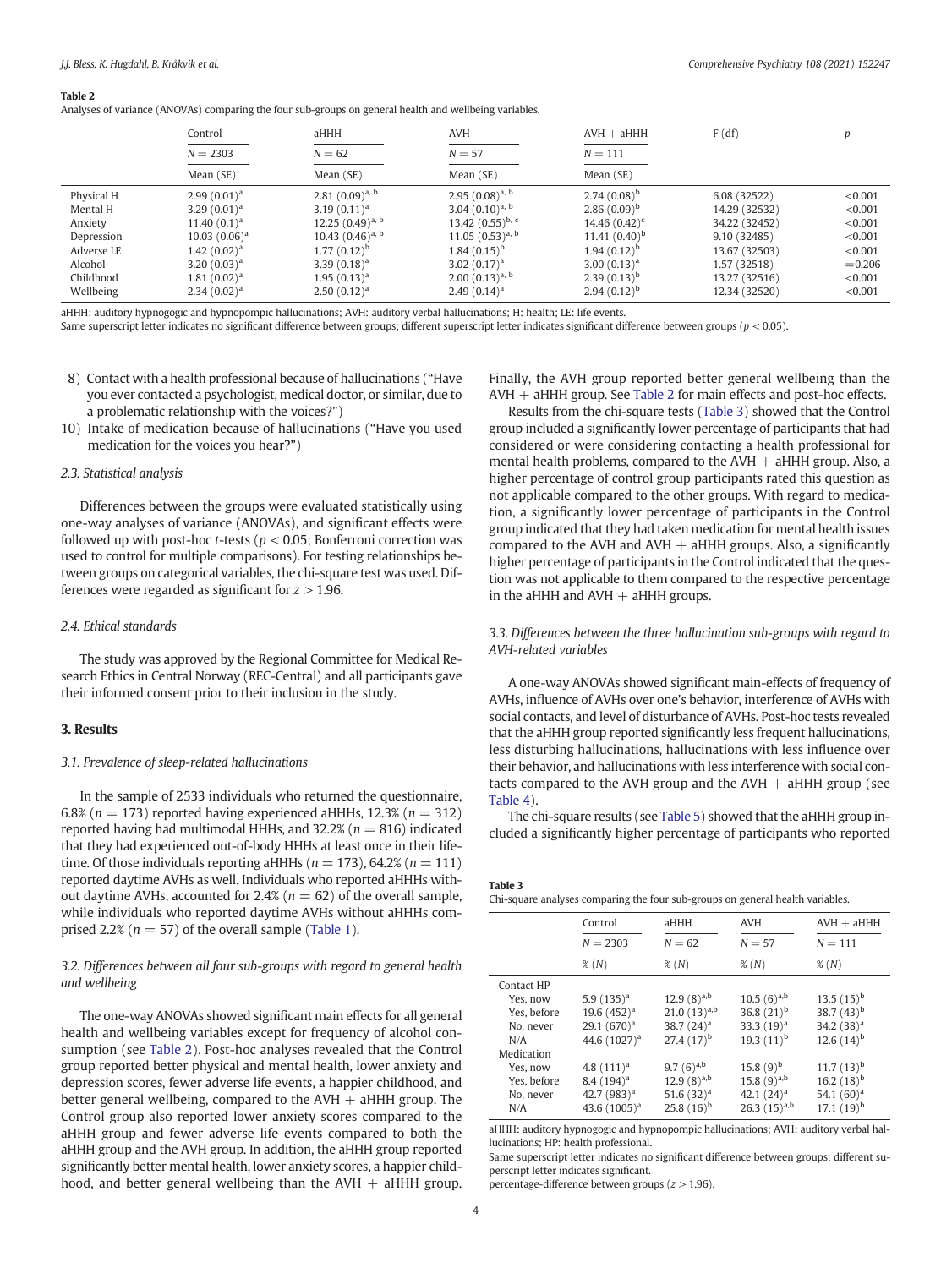**Table 2**
Analyses of variance (ANOVAs) comparing the four sub-groups on general health and wellbeing variables.

| | Control | aHHH | AVH | AVH + aHHH | F (df) | p |
|---|---|---|---|---|---|---|
| | N = 2303 | N = 62 | N = 57 | N = 111 | | |
| | Mean (SE) | Mean (SE) | Mean (SE) | Mean (SE) | | |
| Physical H | 2.99 (0.01)[a] | 2.81 (0.09)[a, b] | 2.95 (0.08)[a, b] | 2.74 (0.08)[b] | 6.08 (32522) | <0.001 |
| Mental H | 3.29 (0.01)[a] | 3.19 (0.11)[a] | 3.04 (0.10)[a, b] | 2.86 (0.09)[b] | 14.29 (32532) | <0.001 |
| Anxiety | 11.40 (0.1)[a] | 12.25 (0.49)[a, b] | 13.42 (0.55)[b, c] | 14.46 (0.42)[c] | 34.22 (32452) | <0.001 |
| Depression | 10.03 (0.06)[a] | 10.43 (0.46)[a, b] | 11.05 (0.53)[a, b] | 11.41 (0.40)[b] | 9.10 (32485) | <0.001 |
| Adverse LE | 1.42 (0.02)[a] | 1.77 (0.12)[b] | 1.84 (0.15)[b] | 1.94 (0.12)[b] | 13.67 (32503) | <0.001 |
| Alcohol | 3.20 (0.03)[a] | 3.39 (0.18)[a] | 3.02 (0.17)[a] | 3.00 (0.13)[a] | 1.57 (32518) | =0.206 |
| Childhood | 1.81 (0.02)[a] | 1.95 (0.13)[a] | 2.00 (0.13)[a, b] | 2.39 (0.13)[b] | 13.27 (32516) | <0.001 |
| Wellbeing | 2.34 (0.02)[a] | 2.50 (0.12)[a] | 2.49 (0.14)[a] | 2.94 (0.12)[b] | 12.34 (32520) | <0.001 |

aHHH: auditory hypnogogic and hypnopompic hallucinations; AVH: auditory verbal hallucinations; H: health; LE: life events.
Same superscript letter indicates no significant difference between groups; different superscript letter indicates significant difference between groups ($p < 0.05$).

8) Contact with a health professional because of hallucinations ("Have you ever contacted a psychologist, medical doctor, or similar, due to a problematic relationship with the voices?")
10) Intake of medication because of hallucinations ("Have you used medication for the voices you hear?")

### 2.3. Statistical analysis

Differences between the groups were evaluated statistically using one-way analyses of variance (ANOVAs), and significant effects were followed up with post-hoc t-tests ($p < 0.05$; Bonferroni correction was used to control for multiple comparisons). For testing relationships between groups on categorical variables, the chi-square test was used. Differences were regarded as significant for $z > 1.96$.

### 2.4. Ethical standards

The study was approved by the Regional Committee for Medical Research Ethics in Central Norway (REC-Central) and all participants gave their informed consent prior to their inclusion in the study.

## 3. Results

### 3.1. Prevalence of sleep-related hallucinations

In the sample of 2533 individuals who returned the questionnaire, 6.8% ($n = 173$) reported having experienced aHHHs, 12.3% ($n = 312$) reported having had multimodal HHHs, and 32.2% ($n = 816$) indicated that they had experienced out-of-body HHHs at least once in their lifetime. Of those individuals reporting aHHHs ($n = 173$), 64.2% ($n = 111$) reported daytime AVHs as well. Individuals who reported aHHHs without daytime AVHs, accounted for 2.4% ($n = 62$) of the overall sample, while individuals who reported daytime AVHs without aHHHs comprised 2.2% ($n = 57$) of the overall sample (Table 1).

### 3.2. Differences between all four sub-groups with regard to general health and wellbeing

The one-way ANOVAs showed significant main effects for all general health and wellbeing variables except for frequency of alcohol consumption (see Table 2). Post-hoc analyses revealed that the Control group reported better physical and mental health, lower anxiety and depression scores, fewer adverse life events, a happier childhood, and better general wellbeing, compared to the AVH + aHHH group. The Control group also reported lower anxiety scores compared to the aHHH group and fewer adverse life events compared to both the aHHH group and the AVH group. In addition, the aHHH group reported significantly better mental health, lower anxiety scores, a happier childhood, and better general wellbeing than the AVH + aHHH group. Finally, the AVH group reported better general wellbeing than the AVH + aHHH group. See Table 2 for main effects and post-hoc effects.

Results from the chi-square tests (Table 3) showed that the Control group included a significantly lower percentage of participants that had considered or were considering contacting a health professional for mental health problems, compared to the AVH + aHHH group. Also, a higher percentage of control group participants rated this question as not applicable compared to the other groups. With regard to medication, a significantly lower percentage of participants in the Control group indicated that they had taken medication for mental health issues compared to the AVH and AVH + aHHH groups. Also, a significantly higher percentage of participants in the Control indicated that the question was not applicable to them compared to the respective percentage in the aHHH and AVH + aHHH groups.

### 3.3. Differences between the three hallucination sub-groups with regard to AVH-related variables

A one-way ANOVAs showed significant main-effects of frequency of AVHs, influence of AVHs over one's behavior, interference of AVHs with social contacts, and level of disturbance of AVHs. Post-hoc tests revealed that the aHHH group reported significantly less frequent hallucinations, less disturbing hallucinations, hallucinations with less influence over their behavior, and hallucinations with less interference with social contacts compared to the AVH group and the AVH + aHHH group (see Table 4).

The chi-square results (see Table 5) showed that the aHHH group included a significantly higher percentage of participants who reported

**Table 3**
Chi-square analyses comparing the four sub-groups on general health variables.

| | Control | aHHH | AVH | AVH + aHHH |
|---|---|---|---|---|
| | N = 2303 | N = 62 | N = 57 | N = 111 |
| | % (N) | % (N) | % (N) | % (N) |
| Contact HP | | | | |
| Yes, now | 5.9 (135)[a] | 12.9 (8)[a,b] | 10.5 (6)[a,b] | 13.5 (15)[b] |
| Yes, before | 19.6 (452)[a] | 21.0 (13)[a,b] | 36.8 (21)[b] | 38.7 (43)[b] |
| No, never | 29.1 (670)[a] | 38.7 (24)[a] | 33.3 (19)[a] | 34.2 (38)[a] |
| N/A | 44.6 (1027)[a] | 27.4 (17)[b] | 19.3 (11)[b] | 12.6 (14)[b] |
| Medication | | | | |
| Yes, now | 4.8 (111)[a] | 9.7 (6)[a,b] | 15.8 (9)[b] | 11.7 (13)[b] |
| Yes, before | 8.4 (194)[a] | 12.9 (8)[a,b] | 15.8 (9)[a,b] | 16.2 (18)[b] |
| No, never | 42.7 (983)[a] | 51.6 (32)[a] | 42.1 (24)[a] | 54.1 (60)[a] |
| N/A | 43.6 (1005)[a] | 25.8 (16)[b] | 26.3 (15)[a,b] | 17.1 (19)[b] |

aHHH: auditory hypnogogic and hypnopompic hallucinations; AVH: auditory verbal hallucinations; HP: health professional.
Same superscript letter indicates no significant difference between groups; different superscript letter indicates significant.
percentage-difference between groups ($z > 1.96$).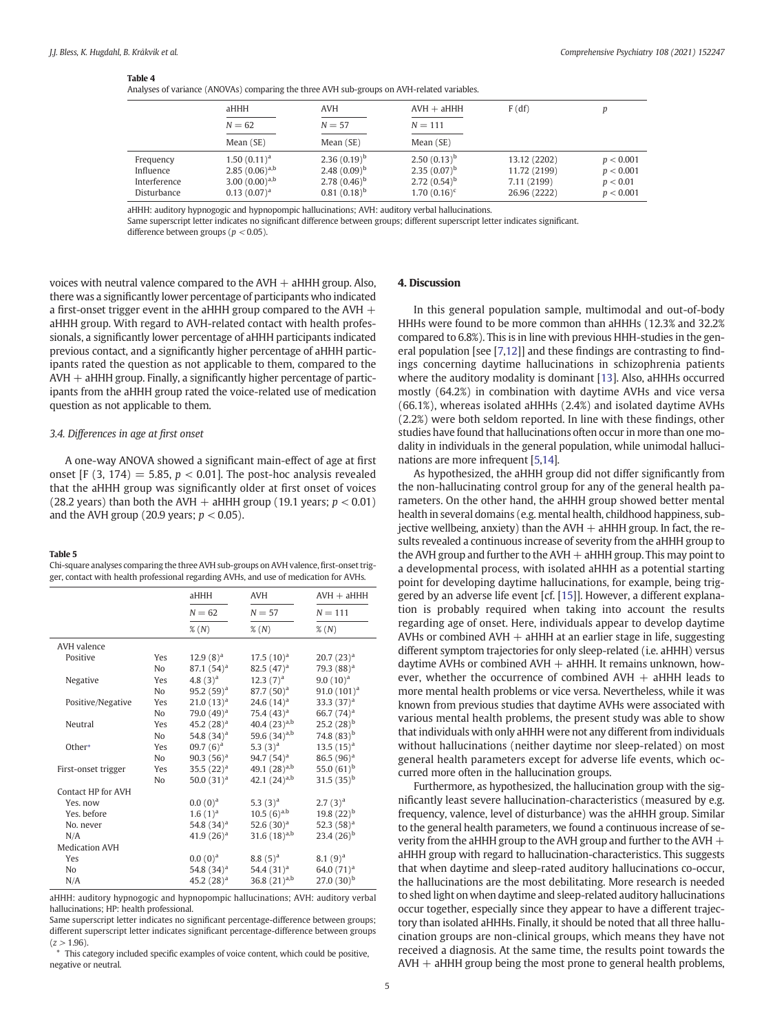**Table 4**

Analyses of variance (ANOVAs) comparing the three AVH sub-groups on AVH-related variables.

| | aHHH | AVH | AVH + aHHH | F (df) | p |
|---|---|---|---|---|---|
| | N = 62 | N = 57 | N = 111 | | |
| | Mean (SE) | Mean (SE) | Mean (SE) | | |
| Frequency | 1.50 (0.11)[a] | 2.36 (0.19)[b] | 2.50 (0.13)[b] | 13.12 (2202) | $p < 0.001$ |
| Influence | 2.85 (0.06)[a,b] | 2.48 (0.09)[b] | 2.35 (0.07)[b] | 11.72 (2199) | $p < 0.001$ |
| Interference | 3.00 (0.00)[a,b] | 2.78 (0.46)[b] | 2.72 (0.54)[b] | 7.11 (2199) | $p < 0.01$ |
| Disturbance | 0.13 (0.07)[a] | 0.81 (0.18)[b] | 1.70 (0.16)[c] | 26.96 (2222) | $p < 0.001$ |

aHHH: auditory hypnogogic and hypnopompic hallucinations; AVH: auditory verbal hallucinations.
Same superscript letter indicates no significant difference between groups; different superscript letter indicates significant.
difference between groups ($p < 0.05$).

voices with neutral valence compared to the AVH + aHHH group. Also, there was a significantly lower percentage of participants who indicated a first-onset trigger event in the aHHH group compared to the AVH + aHHH group. With regard to AVH-related contact with health professionals, a significantly lower percentage of aHHH participants indicated previous contact, and a significantly higher percentage of aHHH participants rated the question as not applicable to them, compared to the AVH + aHHH group. Finally, a significantly higher percentage of participants from the aHHH group rated the voice-related use of medication question as not applicable to them.

### *3.4. Differences in age at first onset*

A one-way ANOVA showed a significant main-effect of age at first onset [$F(3, 174) = 5.85$, $p < 0.01$]. The post-hoc analysis revealed that the aHHH group was significantly older at first onset of voices (28.2 years) than both the AVH + aHHH group (19.1 years; $p < 0.01$) and the AVH group (20.9 years; $p < 0.05$).

**Table 5**

Chi-square analyses comparing the three AVH sub-groups on AVH valence, first-onset trigger, contact with health professional regarding AVHs, and use of medication for AVHs.

| | | aHHH | AVH | AVH + aHHH |
|---|---|---|---|---|
| | | N = 62 | N = 57 | N = 111 |
| | | % (N) | % (N) | % (N) |
| AVH valence | | | | |
| Positive | Yes | 12.9 (8)[a] | 17.5 (10)[a] | 20.7 (23)[a] |
| | No | 87.1 (54)[a] | 82.5 (47)[a] | 79.3 (88)[a] |
| Negative | Yes | 4.8 (3)[a] | 12.3 (7)[a] | 9.0 (10)[a] |
| | No | 95.2 (59)[a] | 87.7 (50)[a] | 91.0 (101)[a] |
| Positive/Negative | Yes | 21.0 (13)[a] | 24.6 (14)[a] | 33.3 (37)[a] |
| | No | 79.0 (49)[a] | 75.4 (43)[a] | 66.7 (74)[a] |
| Neutral | Yes | 45.2 (28)[a] | 40.4 (23)[a,b] | 25.2 (28)[b] |
| | No | 54.8 (34)[a] | 59.6 (34)[a,b] | 74.8 (83)[b] |
| Other* | Yes | 09.7 (6)[a] | 5.3 (3)[a] | 13.5 (15)[a] |
| | No | 90.3 (56)[a] | 94.7 (54)[a] | 86.5 (96)[a] |
| First-onset trigger | Yes | 35.5 (22)[a] | 49.1 (28)[a,b] | 55.0 (61)[b] |
| | No | 50.0 (31)[a] | 42.1 (24)[a,b] | 31.5 (35)[b] |
| Contact HP for AVH | | | | |
| Yes. now | | 0.0 (0)[a] | 5.3 (3)[a] | 2.7 (3)[a] |
| Yes. before | | 1.6 (1)[a] | 10.5 (6)[a,b] | 19.8 (22)[b] |
| No. never | | 54.8 (34)[a] | 52.6 (30)[a] | 52.3 (58)[a] |
| N/A | | 41.9 (26)[a] | 31.6 (18)[a,b] | 23.4 (26)[b] |
| Medication AVH | | | | |
| Yes | | 0.0 (0)[a] | 8.8 (5)[a] | 8.1 (9)[a] |
| No | | 54.8 (34)[a] | 54.4 (31)[a] | 64.0 (71)[a] |
| N/A | | 45.2 (28)[a] | 36.8 (21)[a,b] | 27.0 (30)[b] |

aHHH: auditory hypnogogic and hypnopompic hallucinations; AVH: auditory verbal hallucinations; HP: health professional.
Same superscript letter indicates no significant percentage-difference between groups; different superscript letter indicates significant percentage-difference between groups ($z > 1.96$).
* This category included specific examples of voice content, which could be positive, negative or neutral.

## 4. Discussion

In this general population sample, multimodal and out-of-body HHHs were found to be more common than aHHHs (12.3% and 32.2% compared to 6.8%). This is in line with previous HHH-studies in the general population [see [7,12]] and these findings are contrasting to findings concerning daytime hallucinations in schizophrenia patients where the auditory modality is dominant [13]. Also, aHHHs occurred mostly (64.2%) in combination with daytime AVHs and vice versa (66.1%), whereas isolated aHHHs (2.4%) and isolated daytime AVHs (2.2%) were both seldom reported. In line with these findings, other studies have found that hallucinations often occur in more than one modality in individuals in the general population, while unimodal hallucinations are more infrequent [5,14].

As hypothesized, the aHHH group did not differ significantly from the non-hallucinating control group for any of the general health parameters. On the other hand, the aHHH group showed better mental health in several domains (e.g. mental health, childhood happiness, subjective wellbeing, anxiety) than the AVH + aHHH group. In fact, the results revealed a continuous increase of severity from the aHHH group to the AVH group and further to the AVH + aHHH group. This may point to a developmental process, with isolated aHHH as a potential starting point for developing daytime hallucinations, for example, being triggered by an adverse life event [cf. [15]]. However, a different explanation is probably required when taking into account the results regarding age of onset. Here, individuals appear to develop daytime AVHs or combined AVH + aHHH at an earlier stage in life, suggesting different symptom trajectories for only sleep-related (i.e. aHHH) versus daytime AVHs or combined AVH + aHHH. It remains unknown, however, whether the occurrence of combined AVH + aHHH leads to more mental health problems or vice versa. Nevertheless, while it was known from previous studies that daytime AVHs were associated with various mental health problems, the present study was able to show that individuals with only aHHH were not any different from individuals without hallucinations (neither daytime nor sleep-related) on most general health parameters except for adverse life events, which occurred more often in the hallucination groups.

Furthermore, as hypothesized, the hallucination group with the significantly least severe hallucination-characteristics (measured by e.g. frequency, valence, level of disturbance) was the aHHH group. Similar to the general health parameters, we found a continuous increase of severity from the aHHH group to the AVH group and further to the AVH + aHHH group with regard to hallucination-characteristics. This suggests that when daytime and sleep-rated auditory hallucinations co-occur, the hallucinations are the most debilitating. More research is needed to shed light on when daytime and sleep-related auditory hallucinations occur together, especially since they appear to have a different trajectory than isolated aHHHs. Finally, it should be noted that all three hallucination groups are non-clinical groups, which means they have not received a diagnosis. At the same time, the results point towards the AVH + aHHH group being the most prone to general health problems,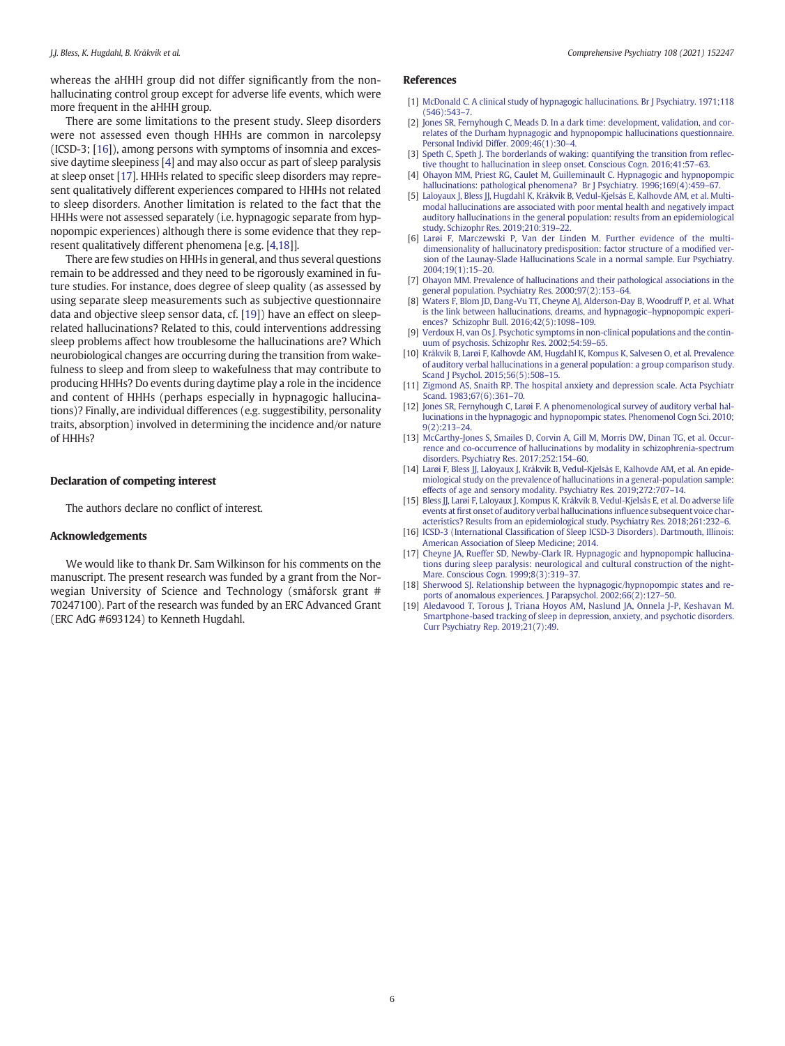whereas the aHHH group did not differ significantly from the non-hallucinating control group except for adverse life events, which were more frequent in the aHHH group.

There are some limitations to the present study. Sleep disorders were not assessed even though HHHs are common in narcolepsy (ICSD-3; [16]), among persons with symptoms of insomnia and excessive daytime sleepiness [4] and may also occur as part of sleep paralysis at sleep onset [17]. HHHs related to specific sleep disorders may represent qualitatively different experiences compared to HHHs not related to sleep disorders. Another limitation is related to the fact that the HHHs were not assessed separately (i.e. hypnagogic separate from hypnopompic experiences) although there is some evidence that they represent qualitatively different phenomena [e.g. [4,18]].

There are few studies on HHHs in general, and thus several questions remain to be addressed and they need to be rigorously examined in future studies. For instance, does degree of sleep quality (as assessed by using separate sleep measurements such as subjective questionnaire data and objective sleep sensor data, cf. [19]) have an effect on sleep-related hallucinations? Related to this, could interventions addressing sleep problems affect how troublesome the hallucinations are? Which neurobiological changes are occurring during the transition from wakefulness to sleep and from sleep to wakefulness that may contribute to producing HHHs? Do events during daytime play a role in the incidence and content of HHHs (perhaps especially in hypnagogic hallucinations)? Finally, are individual differences (e.g. suggestibility, personality traits, absorption) involved in determining the incidence and/or nature of HHHs?

## Declaration of competing interest

The authors declare no conflict of interest.

## Acknowledgements

We would like to thank Dr. Sam Wilkinson for his comments on the manuscript. The present research was funded by a grant from the Norwegian University of Science and Technology (småforsk grant # 70247100). Part of the research was funded by an ERC Advanced Grant (ERC AdG #693124) to Kenneth Hugdahl.

## References

[1] McDonald C. A clinical study of hypnagogic hallucinations. Br J Psychiatry. 1971;118 (546):543–7.

[2] Jones SR, Fernyhough C, Meads D. In a dark time: development, validation, and correlates of the Durham hypnagogic and hypnopompic hallucinations questionnaire. Personal Individ Differ. 2009;46(1):30–4.

[3] Speth C, Speth J. The borderlands of waking: quantifying the transition from reflective thought to hallucination in sleep onset. Conscious Cogn. 2016;41:57–63.

[4] Ohayon MM, Priest RG, Caulet M, Guilleminault C. Hypnagogic and hypnopompic hallucinations: pathological phenomena? Br J Psychiatry. 1996;169(4):459–67.

[5] Laloyaux J, Bless JJ, Hugdahl K, Kråkvik B, Vedul-Kjelsås E, Kalhovde AM, et al. Multimodal hallucinations are associated with poor mental health and negatively impact auditory hallucinations in the general population: results from an epidemiological study. Schizophr Res. 2019;210:319–22.

[6] Larøi F, Marczewski P, Van der Linden M. Further evidence of the multi-dimensionality of hallucinatory predisposition: factor structure of a modified version of the Launay-Slade Hallucinations Scale in a normal sample. Eur Psychiatry. 2004;19(1):15–20.

[7] Ohayon MM. Prevalence of hallucinations and their pathological associations in the general population. Psychiatry Res. 2000;97(2):153–64.

[8] Waters F, Blom JD, Dang-Vu TT, Cheyne AJ, Alderson-Day B, Woodruff P, et al. What is the link between hallucinations, dreams, and hypnagogic–hypnopompic experiences? Schizophr Bull. 2016;42(5):1098–109.

[9] Verdoux H, van Os J. Psychotic symptoms in non-clinical populations and the continuum of psychosis. Schizophr Res. 2002;54:59–65.

[10] Kråkvik B, Larøi F, Kalhovde AM, Hugdahl K, Kompus K, Salvesen O, et al. Prevalence of auditory verbal hallucinations in a general population: a group comparison study. Scand J Psychol. 2015;56(5):508–15.

[11] Zigmond AS, Snaith RP. The hospital anxiety and depression scale. Acta Psychiatr Scand. 1983;67(6):361–70.

[12] Jones SR, Fernyhough C, Larøi F. A phenomenological survey of auditory verbal hallucinations in the hypnagogic and hypnopompic states. Phenomenol Cogn Sci. 2010; 9(2):213–24.

[13] McCarthy-Jones S, Smailes D, Corvin A, Gill M, Morris DW, Dinan TG, et al. Occurrence and co-occurrence of hallucinations by modality in schizophrenia-spectrum disorders. Psychiatry Res. 2017;252:154–60.

[14] Larøi F, Bless JJ, Laloyaux J, Kråkvik B, Vedul-Kjelsås E, Kalhovde AM, et al. An epidemiological study on the prevalence of hallucinations in a general-population sample: effects of age and sensory modality. Psychiatry Res. 2019;272:707–14.

[15] Bless JJ, Larøi F, Laloyaux J, Kompus K, Kråkvik B, Vedul-Kjelsås E, et al. Do adverse life events at first onset of auditory verbal hallucinations influence subsequent voice characteristics? Results from an epidemiological study. Psychiatry Res. 2018;261:232–6.

[16] ICSD-3 (International Classification of Sleep ICSD-3 Disorders). Dartmouth, Illinois: American Association of Sleep Medicine; 2014.

[17] Cheyne JA, Rueffer SD, Newby-Clark IR. Hypnagogic and hypnopompic hallucinations during sleep paralysis: neurological and cultural construction of the night-Mare. Conscious Cogn. 1999;8(3):319–37.

[18] Sherwood SJ. Relationship between the hypnagogic/hypnopompic states and reports of anomalous experiences. J Parapsychol. 2002;66(2):127–50.

[19] Aledavood T, Torous J, Triana Hoyos AM, Naslund JA, Onnela J-P, Keshavan M. Smartphone-based tracking of sleep in depression, anxiety, and psychotic disorders. Curr Psychiatry Rep. 2019;21(7):49.